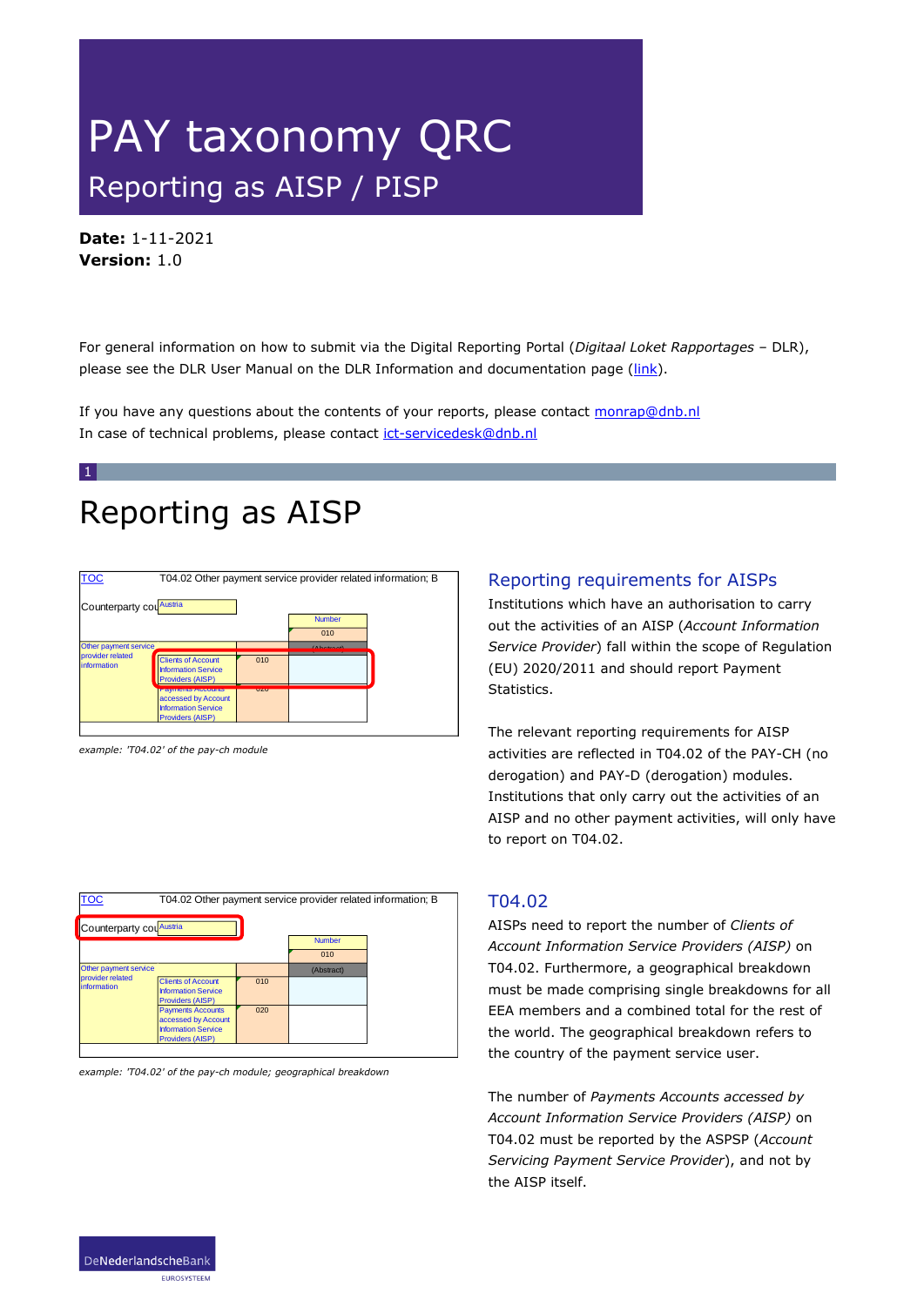# PAY taxonomy QRC

## Reporting as AISP / PISP

**Date:** 1-11-2021
**Version:** 1.0

For general information on how to submit via the Digital Reporting Portal (*Digitaal Loket Rapportages* – DLR), please see the DLR User Manual on the DLR Information and documentation page (link).

If you have any questions about the contents of your reports, please contact monrap@dnb.nl
In case of technical problems, please contact ict-servicedesk@dnb.nl

# 1 Reporting as AISP

| TOC | T04.02 Other payment service provider related information; B | | |
|---|---|---|---|
| Counterparty cou | Austria | | |
| | | | Number |
| | | | 010 |
| Other payment service provider related information | | | (Abstract) |
| | Clients of Account Information Service Providers (AISP) | 010 | |
| | Payments Accounts accessed by Account Information Service Providers (AISP) | 020 | |

*example: 'T04.02' of the pay-ch module*

### Reporting requirements for AISPs

Institutions which have an authorisation to carry out the activities of an AISP (*Account Information Service Provider*) fall within the scope of Regulation (EU) 2020/2011 and should report Payment Statistics.

The relevant reporting requirements for AISP activities are reflected in T04.02 of the PAY-CH (no derogation) and PAY-D (derogation) modules. Institutions that only carry out the activities of an AISP and no other payment activities, will only have to report on T04.02.

| TOC | T04.02 Other payment service provider related information; B | | |
|---|---|---|---|
| Counterparty cou | Austria | | |
| | | | Number |
| | | | 010 |
| Other payment service provider related information | | | (Abstract) |
| | Clients of Account Information Service Providers (AISP) | 010 | |
| | Payments Accounts accessed by Account Information Service Providers (AISP) | 020 | |

*example: 'T04.02' of the pay-ch module; geographical breakdown*

### T04.02

AISPs need to report the number of *Clients of Account Information Service Providers (AISP)* on T04.02. Furthermore, a geographical breakdown must be made comprising single breakdowns for all EEA members and a combined total for the rest of the world. The geographical breakdown refers to the country of the payment service user.

The number of *Payments Accounts accessed by Account Information Service Providers (AISP)* on T04.02 must be reported by the ASPSP (*Account Servicing Payment Service Provider*), and not by the AISP itself.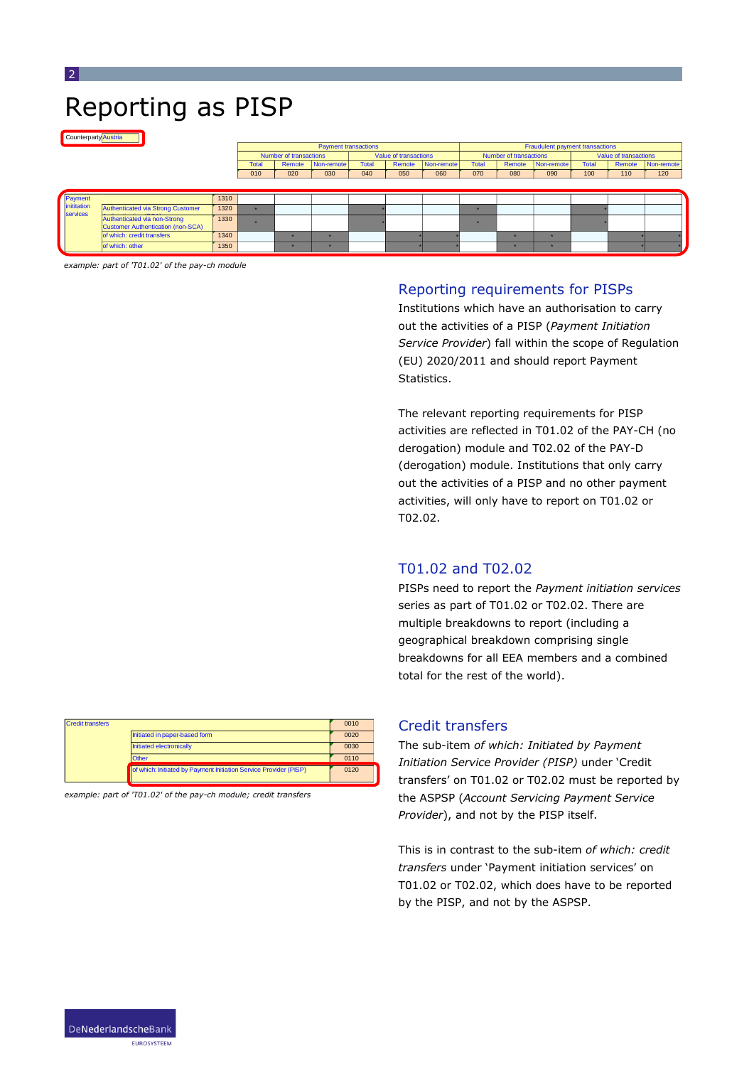# Reporting as PISP

| Counterparty | Austria |
|---|---|

| | | | Payment transactions | | | | | | Fraudulent payment transactions | | | | | |
|---|---|---|---|---|---|---|---|---|---|---|---|---|---|---|
| | | | Number of transactions | | | Value of transactions | | | Number of transactions | | | Value of transactions | | |
| | | | Total | Remote | Non-remote | Total | Remote | Non-remote | Total | Remote | Non-remote | Total | Remote | Non-remote |
| | | | 010 | 020 | 030 | 040 | 050 | 060 | 070 | 080 | 090 | 100 | 110 | 120 |
| Payment initiation services | | 1310 | | | | | | | | | | | | |
| | Authenticated via Strong Customer | 1320 | * | | | * | | | * | | | * | | |
| | Authenticated via non-Strong Customer Authentication (non-SCA) | 1330 | * | | | * | | | * | | | * | | |
| | of which: credit transfers | 1340 | | * | * | | * | * | | * | * | | * | * |
| | of which: other | 1350 | | * | * | | * | * | | * | * | | * | * |

*example: part of 'T01.02' of the pay-ch module*

## Reporting requirements for PISPs

Institutions which have an authorisation to carry out the activities of a PISP (*Payment Initiation Service Provider*) fall within the scope of Regulation (EU) 2020/2011 and should report Payment Statistics.

The relevant reporting requirements for PISP activities are reflected in T01.02 of the PAY-CH (no derogation) module and T02.02 of the PAY-D (derogation) module. Institutions that only carry out the activities of a PISP and no other payment activities, will only have to report on T01.02 or T02.02.

## T01.02 and T02.02

PISPs need to report the *Payment initiation services* series as part of T01.02 or T02.02. There are multiple breakdowns to report (including a geographical breakdown comprising single breakdowns for all EEA members and a combined total for the rest of the world).

| | | |
|---|---|---|
| Credit transfers | | 0010 |
| | Initiated in paper-based form | 0020 |
| | Initiated electronically | 0030 |
| | Other | 0110 |
| | of which: Initiated by Payment Initiation Service Provider (PISP) | 0120 |

*example: part of 'T01.02' of the pay-ch module; credit transfers*

## Credit transfers

The sub-item *of which: Initiated by Payment Initiation Service Provider (PISP)* under 'Credit transfers' on T01.02 or T02.02 must be reported by the ASPSP (*Account Servicing Payment Service Provider*), and not by the PISP itself.

This is in contrast to the sub-item *of which: credit transfers* under 'Payment initiation services' on T01.02 or T02.02, which does have to be reported by the PISP, and not by the ASPSP.